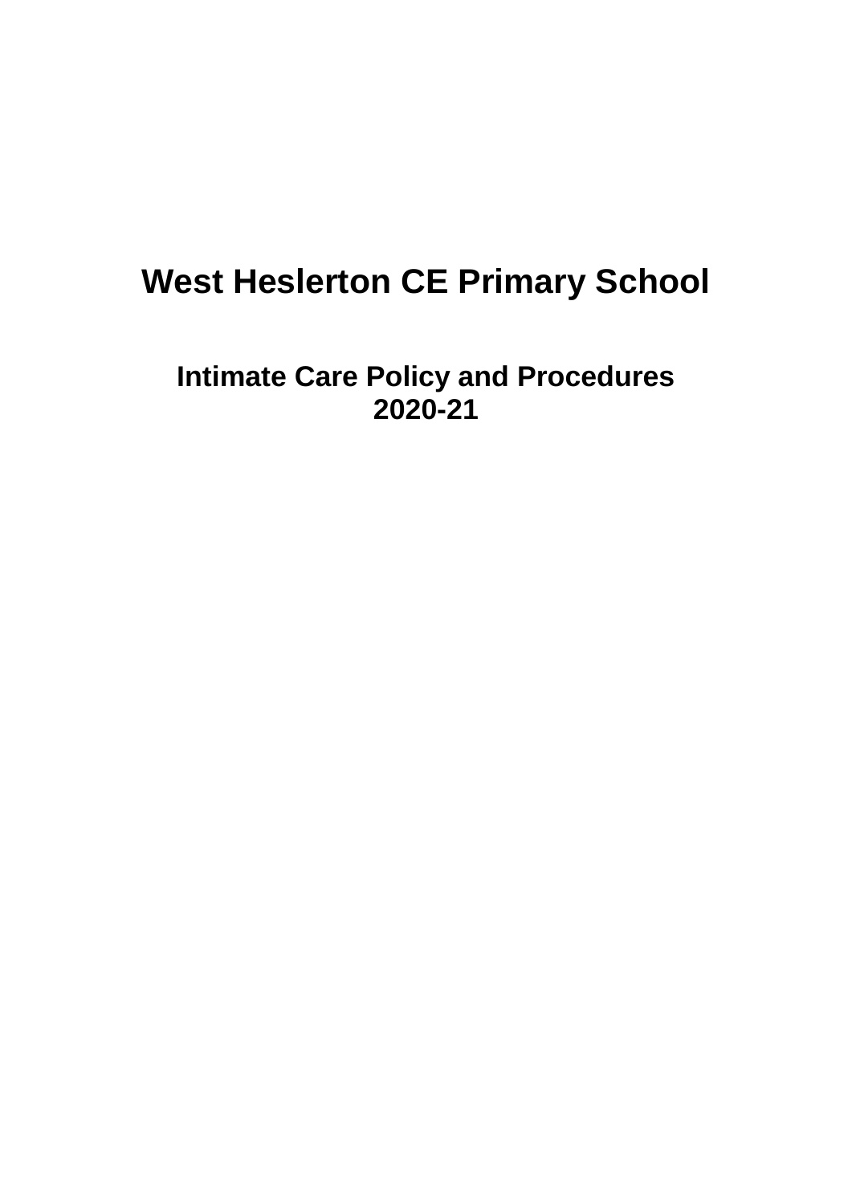# West Heslerton CE Primary School

## Intimate Care Policy and Procedures 2020-21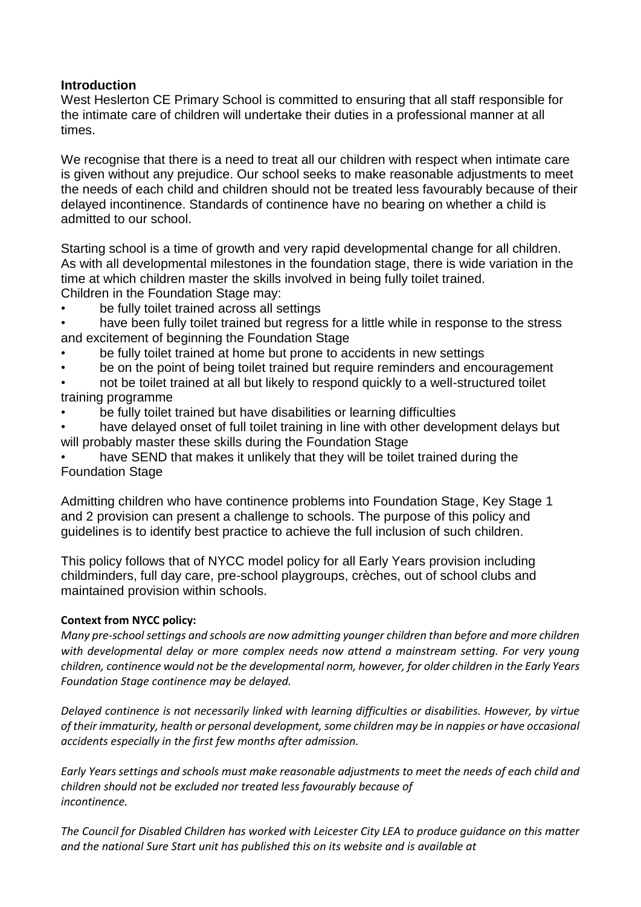**Introduction**

West Heslerton CE Primary School is committed to ensuring that all staff responsible for the intimate care of children will undertake their duties in a professional manner at all times.

We recognise that there is a need to treat all our children with respect when intimate care is given without any prejudice. Our school seeks to make reasonable adjustments to meet the needs of each child and children should not be treated less favourably because of their delayed incontinence. Standards of continence have no bearing on whether a child is admitted to our school.

Starting school is a time of growth and very rapid developmental change for all children. As with all developmental milestones in the foundation stage, there is wide variation in the time at which children master the skills involved in being fully toilet trained.
Children in the Foundation Stage may:

- be fully toilet trained across all settings
- have been fully toilet trained but regress for a little while in response to the stress and excitement of beginning the Foundation Stage
- be fully toilet trained at home but prone to accidents in new settings
- be on the point of being toilet trained but require reminders and encouragement
- not be toilet trained at all but likely to respond quickly to a well-structured toilet training programme
- be fully toilet trained but have disabilities or learning difficulties
- have delayed onset of full toilet training in line with other development delays but will probably master these skills during the Foundation Stage
- have SEND that makes it unlikely that they will be toilet trained during the Foundation Stage

Admitting children who have continence problems into Foundation Stage, Key Stage 1 and 2 provision can present a challenge to schools. The purpose of this policy and guidelines is to identify best practice to achieve the full inclusion of such children.

This policy follows that of NYCC model policy for all Early Years provision including childminders, full day care, pre-school playgroups, crèches, out of school clubs and maintained provision within schools.

**Context from NYCC policy:**

*Many pre-school settings and schools are now admitting younger children than before and more children with developmental delay or more complex needs now attend a mainstream setting. For very young children, continence would not be the developmental norm, however, for older children in the Early Years Foundation Stage continence may be delayed.*

*Delayed continence is not necessarily linked with learning difficulties or disabilities. However, by virtue of their immaturity, health or personal development, some children may be in nappies or have occasional accidents especially in the first few months after admission.*

*Early Years settings and schools must make reasonable adjustments to meet the needs of each child and children should not be excluded nor treated less favourably because of incontinence.*

*The Council for Disabled Children has worked with Leicester City LEA to produce guidance on this matter and the national Sure Start unit has published this on its website and is available at*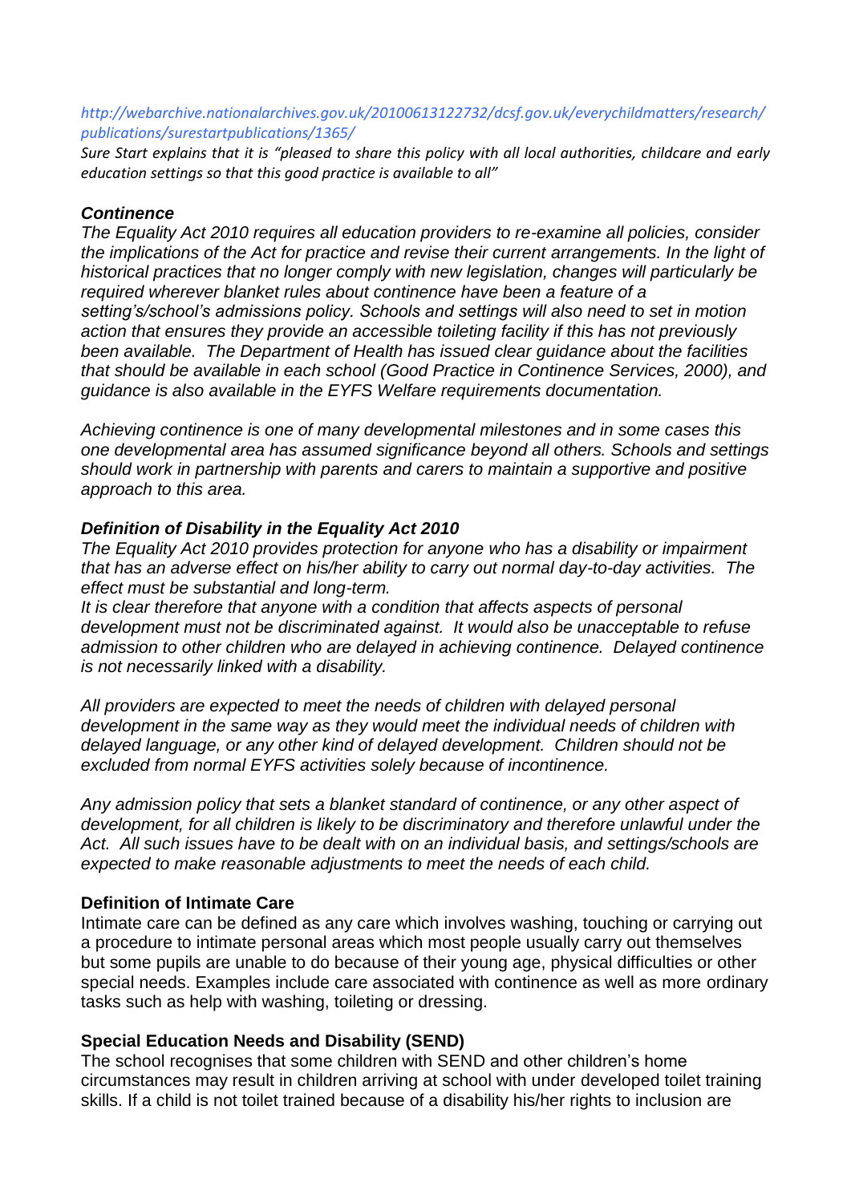*http://webarchive.nationalarchives.gov.uk/20100613122732/dcsf.gov.uk/everychildmatters/research/publications/surestartpublications/1365/*

*Sure Start explains that it is "pleased to share this policy with all local authorities, childcare and early education settings so that this good practice is available to all"*

***Continence***

*The Equality Act 2010 requires all education providers to re-examine all policies, consider the implications of the Act for practice and revise their current arrangements. In the light of historical practices that no longer comply with new legislation, changes will particularly be required wherever blanket rules about continence have been a feature of a setting's/school's admissions policy. Schools and settings will also need to set in motion action that ensures they provide an accessible toileting facility if this has not previously been available. The Department of Health has issued clear guidance about the facilities that should be available in each school (Good Practice in Continence Services, 2000), and guidance is also available in the EYFS Welfare requirements documentation.*

*Achieving continence is one of many developmental milestones and in some cases this one developmental area has assumed significance beyond all others. Schools and settings should work in partnership with parents and carers to maintain a supportive and positive approach to this area.*

***Definition of Disability in the Equality Act 2010***

*The Equality Act 2010 provides protection for anyone who has a disability or impairment that has an adverse effect on his/her ability to carry out normal day-to-day activities. The effect must be substantial and long-term.*

*It is clear therefore that anyone with a condition that affects aspects of personal development must not be discriminated against. It would also be unacceptable to refuse admission to other children who are delayed in achieving continence. Delayed continence is not necessarily linked with a disability.*

*All providers are expected to meet the needs of children with delayed personal development in the same way as they would meet the individual needs of children with delayed language, or any other kind of delayed development. Children should not be excluded from normal EYFS activities solely because of incontinence.*

*Any admission policy that sets a blanket standard of continence, or any other aspect of development, for all children is likely to be discriminatory and therefore unlawful under the Act. All such issues have to be dealt with on an individual basis, and settings/schools are expected to make reasonable adjustments to meet the needs of each child.*

**Definition of Intimate Care**

Intimate care can be defined as any care which involves washing, touching or carrying out a procedure to intimate personal areas which most people usually carry out themselves but some pupils are unable to do because of their young age, physical difficulties or other special needs. Examples include care associated with continence as well as more ordinary tasks such as help with washing, toileting or dressing.

**Special Education Needs and Disability (SEND)**

The school recognises that some children with SEND and other children's home circumstances may result in children arriving at school with under developed toilet training skills. If a child is not toilet trained because of a disability his/her rights to inclusion are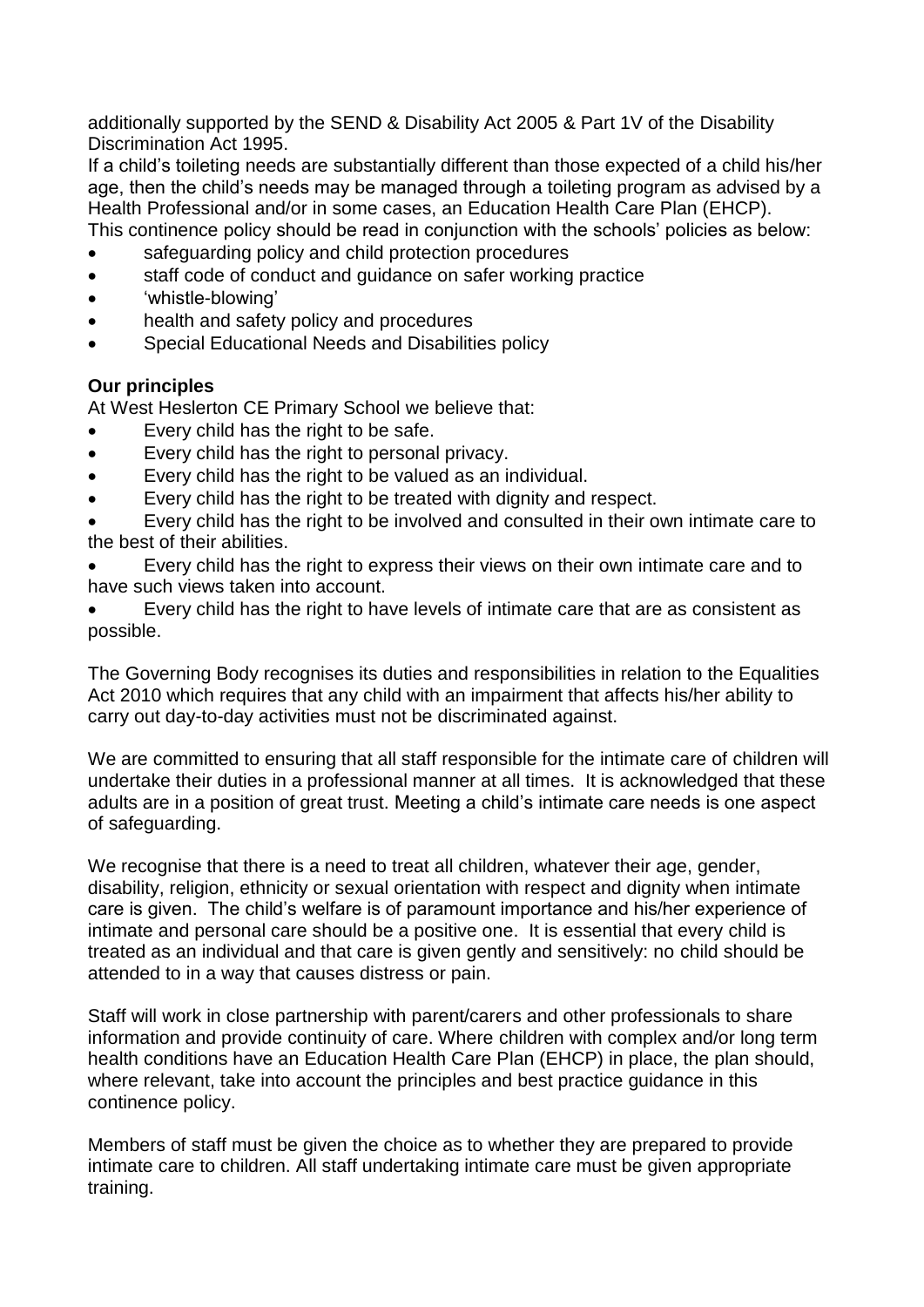additionally supported by the SEND & Disability Act 2005 & Part 1V of the Disability Discrimination Act 1995.

If a child's toileting needs are substantially different than those expected of a child his/her age, then the child's needs may be managed through a toileting program as advised by a Health Professional and/or in some cases, an Education Health Care Plan (EHCP).

This continence policy should be read in conjunction with the schools' policies as below:

- safeguarding policy and child protection procedures
- staff code of conduct and guidance on safer working practice
- 'whistle-blowing'
- health and safety policy and procedures
- Special Educational Needs and Disabilities policy

**Our principles**

At West Heslerton CE Primary School we believe that:

- Every child has the right to be safe.
- Every child has the right to personal privacy.
- Every child has the right to be valued as an individual.
- Every child has the right to be treated with dignity and respect.
- Every child has the right to be involved and consulted in their own intimate care to the best of their abilities.
- Every child has the right to express their views on their own intimate care and to have such views taken into account.
- Every child has the right to have levels of intimate care that are as consistent as possible.

The Governing Body recognises its duties and responsibilities in relation to the Equalities Act 2010 which requires that any child with an impairment that affects his/her ability to carry out day-to-day activities must not be discriminated against.

We are committed to ensuring that all staff responsible for the intimate care of children will undertake their duties in a professional manner at all times. It is acknowledged that these adults are in a position of great trust. Meeting a child's intimate care needs is one aspect of safeguarding.

We recognise that there is a need to treat all children, whatever their age, gender, disability, religion, ethnicity or sexual orientation with respect and dignity when intimate care is given. The child's welfare is of paramount importance and his/her experience of intimate and personal care should be a positive one. It is essential that every child is treated as an individual and that care is given gently and sensitively: no child should be attended to in a way that causes distress or pain.

Staff will work in close partnership with parent/carers and other professionals to share information and provide continuity of care. Where children with complex and/or long term health conditions have an Education Health Care Plan (EHCP) in place, the plan should, where relevant, take into account the principles and best practice guidance in this continence policy.

Members of staff must be given the choice as to whether they are prepared to provide intimate care to children. All staff undertaking intimate care must be given appropriate training.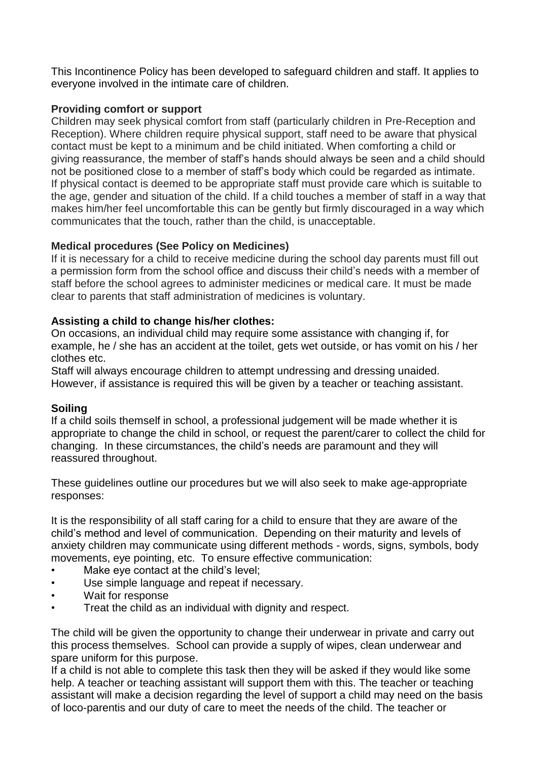This Incontinence Policy has been developed to safeguard children and staff. It applies to everyone involved in the intimate care of children.

**Providing comfort or support**

Children may seek physical comfort from staff (particularly children in Pre-Reception and Reception). Where children require physical support, staff need to be aware that physical contact must be kept to a minimum and be child initiated. When comforting a child or giving reassurance, the member of staff's hands should always be seen and a child should not be positioned close to a member of staff's body which could be regarded as intimate. If physical contact is deemed to be appropriate staff must provide care which is suitable to the age, gender and situation of the child. If a child touches a member of staff in a way that makes him/her feel uncomfortable this can be gently but firmly discouraged in a way which communicates that the touch, rather than the child, is unacceptable.

**Medical procedures (See Policy on Medicines)**

If it is necessary for a child to receive medicine during the school day parents must fill out a permission form from the school office and discuss their child's needs with a member of staff before the school agrees to administer medicines or medical care. It must be made clear to parents that staff administration of medicines is voluntary.

**Assisting a child to change his/her clothes:**

On occasions, an individual child may require some assistance with changing if, for example, he / she has an accident at the toilet, gets wet outside, or has vomit on his / her clothes etc.

Staff will always encourage children to attempt undressing and dressing unaided. However, if assistance is required this will be given by a teacher or teaching assistant.

**Soiling**

If a child soils themself in school, a professional judgement will be made whether it is appropriate to change the child in school, or request the parent/carer to collect the child for changing. In these circumstances, the child's needs are paramount and they will reassured throughout.

These guidelines outline our procedures but we will also seek to make age-appropriate responses:

It is the responsibility of all staff caring for a child to ensure that they are aware of the child's method and level of communication. Depending on their maturity and levels of anxiety children may communicate using different methods - words, signs, symbols, body movements, eye pointing, etc. To ensure effective communication:

- Make eye contact at the child's level;
- Use simple language and repeat if necessary.
- Wait for response
- Treat the child as an individual with dignity and respect.

The child will be given the opportunity to change their underwear in private and carry out this process themselves. School can provide a supply of wipes, clean underwear and spare uniform for this purpose.

If a child is not able to complete this task then they will be asked if they would like some help. A teacher or teaching assistant will support them with this. The teacher or teaching assistant will make a decision regarding the level of support a child may need on the basis of loco-parentis and our duty of care to meet the needs of the child. The teacher or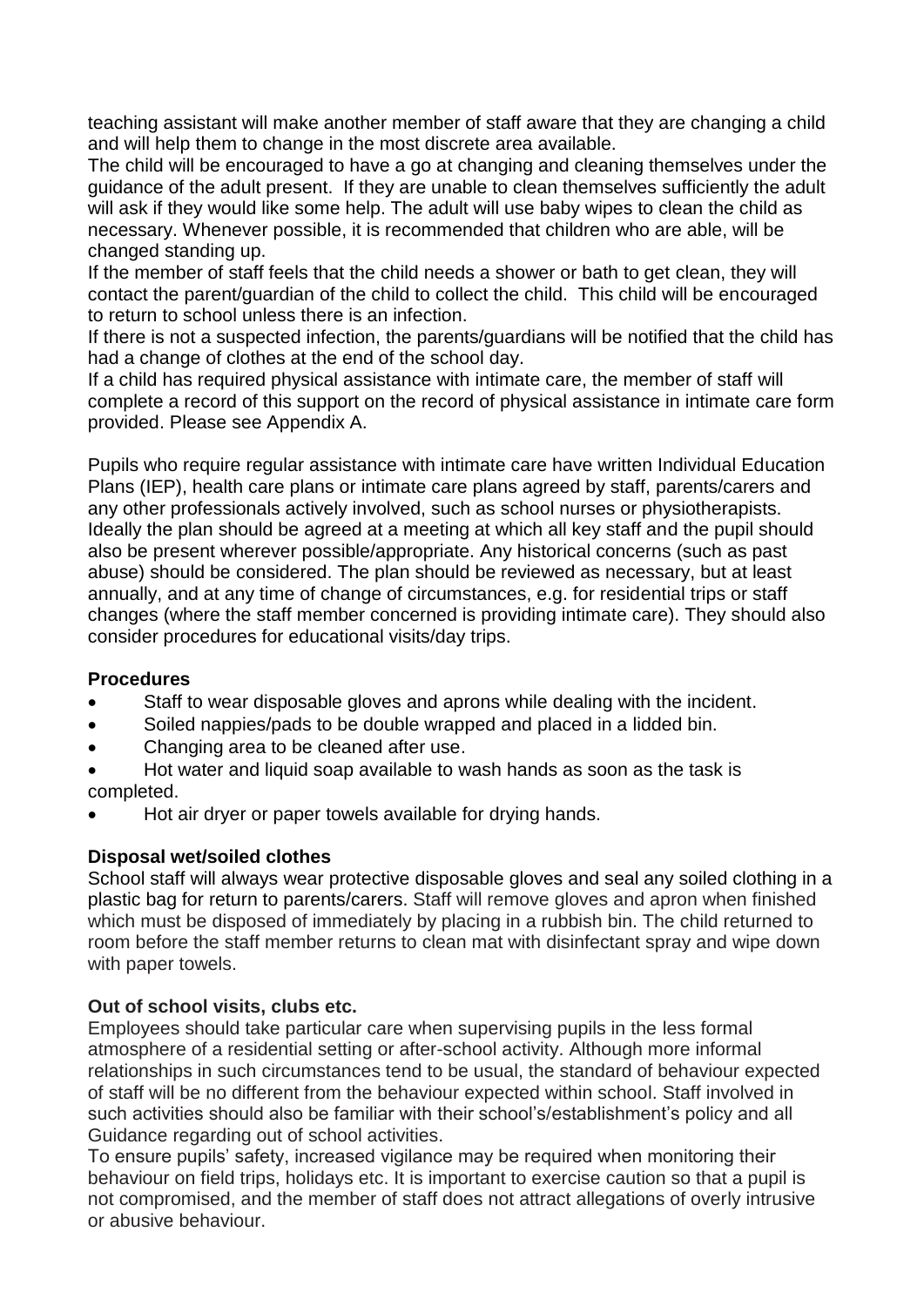teaching assistant will make another member of staff aware that they are changing a child and will help them to change in the most discrete area available.

The child will be encouraged to have a go at changing and cleaning themselves under the guidance of the adult present. If they are unable to clean themselves sufficiently the adult will ask if they would like some help. The adult will use baby wipes to clean the child as necessary. Whenever possible, it is recommended that children who are able, will be changed standing up.

If the member of staff feels that the child needs a shower or bath to get clean, they will contact the parent/guardian of the child to collect the child. This child will be encouraged to return to school unless there is an infection.

If there is not a suspected infection, the parents/guardians will be notified that the child has had a change of clothes at the end of the school day.

If a child has required physical assistance with intimate care, the member of staff will complete a record of this support on the record of physical assistance in intimate care form provided. Please see Appendix A.

Pupils who require regular assistance with intimate care have written Individual Education Plans (IEP), health care plans or intimate care plans agreed by staff, parents/carers and any other professionals actively involved, such as school nurses or physiotherapists. Ideally the plan should be agreed at a meeting at which all key staff and the pupil should also be present wherever possible/appropriate. Any historical concerns (such as past abuse) should be considered. The plan should be reviewed as necessary, but at least annually, and at any time of change of circumstances, e.g. for residential trips or staff changes (where the staff member concerned is providing intimate care). They should also consider procedures for educational visits/day trips.

**Procedures**

- Staff to wear disposable gloves and aprons while dealing with the incident.
- Soiled nappies/pads to be double wrapped and placed in a lidded bin.
- Changing area to be cleaned after use.
- Hot water and liquid soap available to wash hands as soon as the task is completed.
- Hot air dryer or paper towels available for drying hands.

**Disposal wet/soiled clothes**

School staff will always wear protective disposable gloves and seal any soiled clothing in a plastic bag for return to parents/carers. Staff will remove gloves and apron when finished which must be disposed of immediately by placing in a rubbish bin. The child returned to room before the staff member returns to clean mat with disinfectant spray and wipe down with paper towels.

**Out of school visits, clubs etc.**

Employees should take particular care when supervising pupils in the less formal atmosphere of a residential setting or after-school activity. Although more informal relationships in such circumstances tend to be usual, the standard of behaviour expected of staff will be no different from the behaviour expected within school. Staff involved in such activities should also be familiar with their school's/establishment's policy and all Guidance regarding out of school activities.

To ensure pupils' safety, increased vigilance may be required when monitoring their behaviour on field trips, holidays etc. It is important to exercise caution so that a pupil is not compromised, and the member of staff does not attract allegations of overly intrusive or abusive behaviour.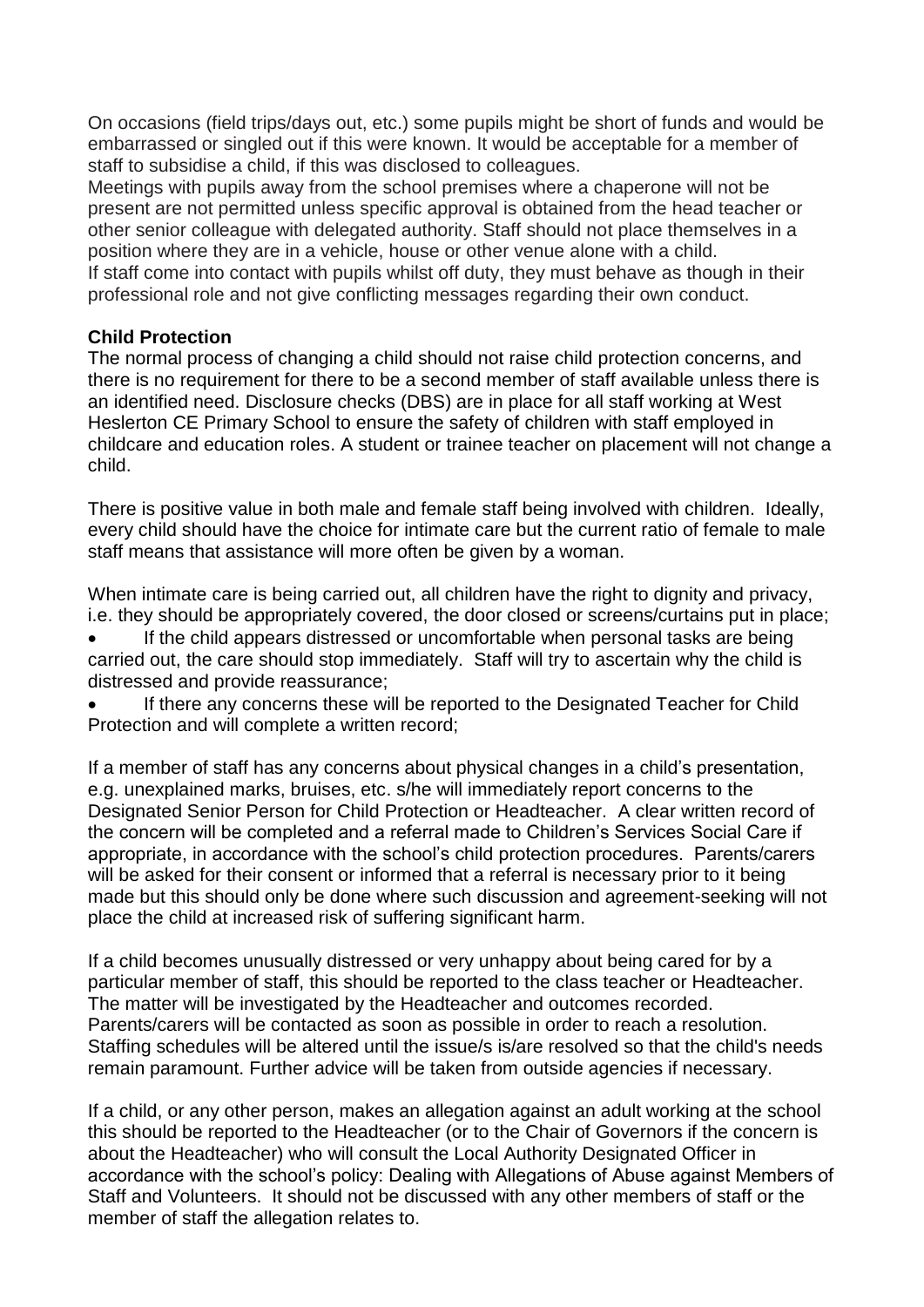On occasions (field trips/days out, etc.) some pupils might be short of funds and would be embarrassed or singled out if this were known. It would be acceptable for a member of staff to subsidise a child, if this was disclosed to colleagues.

Meetings with pupils away from the school premises where a chaperone will not be present are not permitted unless specific approval is obtained from the head teacher or other senior colleague with delegated authority. Staff should not place themselves in a position where they are in a vehicle, house or other venue alone with a child.

If staff come into contact with pupils whilst off duty, they must behave as though in their professional role and not give conflicting messages regarding their own conduct.

**Child Protection**

The normal process of changing a child should not raise child protection concerns, and there is no requirement for there to be a second member of staff available unless there is an identified need. Disclosure checks (DBS) are in place for all staff working at West Heslerton CE Primary School to ensure the safety of children with staff employed in childcare and education roles. A student or trainee teacher on placement will not change a child.

There is positive value in both male and female staff being involved with children. Ideally, every child should have the choice for intimate care but the current ratio of female to male staff means that assistance will more often be given by a woman.

When intimate care is being carried out, all children have the right to dignity and privacy, i.e. they should be appropriately covered, the door closed or screens/curtains put in place;

- If the child appears distressed or uncomfortable when personal tasks are being carried out, the care should stop immediately. Staff will try to ascertain why the child is distressed and provide reassurance;
- If there any concerns these will be reported to the Designated Teacher for Child Protection and will complete a written record;

If a member of staff has any concerns about physical changes in a child's presentation, e.g. unexplained marks, bruises, etc. s/he will immediately report concerns to the Designated Senior Person for Child Protection or Headteacher. A clear written record of the concern will be completed and a referral made to Children's Services Social Care if appropriate, in accordance with the school's child protection procedures. Parents/carers will be asked for their consent or informed that a referral is necessary prior to it being made but this should only be done where such discussion and agreement-seeking will not place the child at increased risk of suffering significant harm.

If a child becomes unusually distressed or very unhappy about being cared for by a particular member of staff, this should be reported to the class teacher or Headteacher. The matter will be investigated by the Headteacher and outcomes recorded. Parents/carers will be contacted as soon as possible in order to reach a resolution. Staffing schedules will be altered until the issue/s is/are resolved so that the child's needs remain paramount. Further advice will be taken from outside agencies if necessary.

If a child, or any other person, makes an allegation against an adult working at the school this should be reported to the Headteacher (or to the Chair of Governors if the concern is about the Headteacher) who will consult the Local Authority Designated Officer in accordance with the school's policy: Dealing with Allegations of Abuse against Members of Staff and Volunteers. It should not be discussed with any other members of staff or the member of staff the allegation relates to.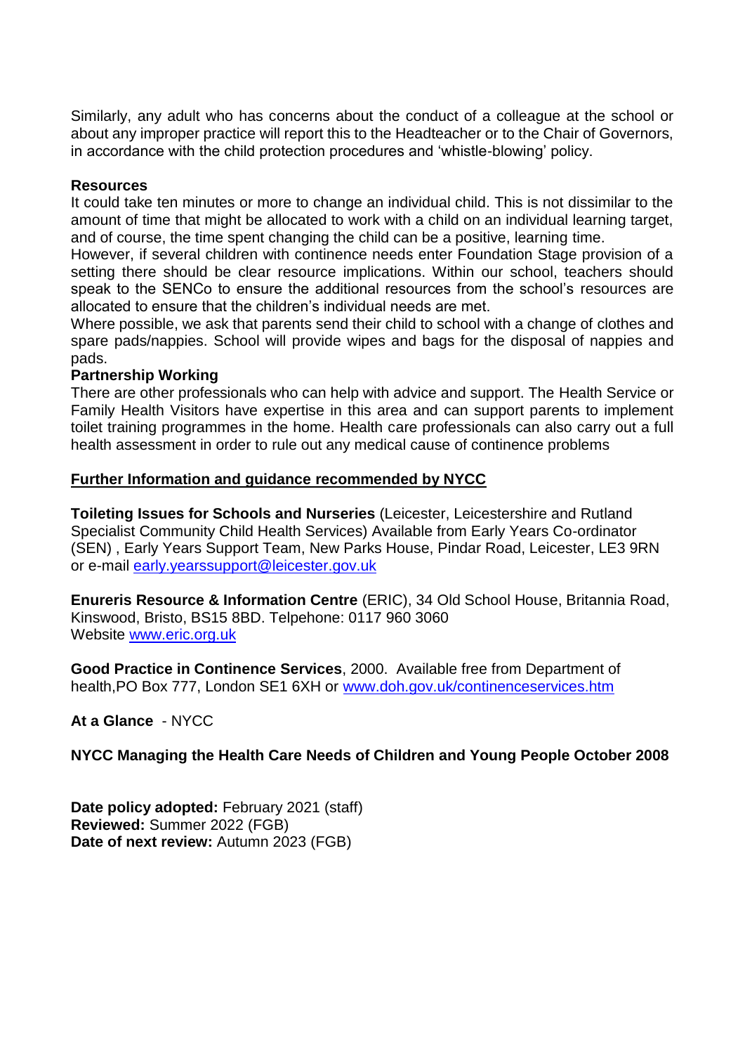Similarly, any adult who has concerns about the conduct of a colleague at the school or about any improper practice will report this to the Headteacher or to the Chair of Governors, in accordance with the child protection procedures and 'whistle-blowing' policy.

**Resources**

It could take ten minutes or more to change an individual child. This is not dissimilar to the amount of time that might be allocated to work with a child on an individual learning target, and of course, the time spent changing the child can be a positive, learning time.

However, if several children with continence needs enter Foundation Stage provision of a setting there should be clear resource implications. Within our school, teachers should speak to the SENCo to ensure the additional resources from the school's resources are allocated to ensure that the children's individual needs are met.

Where possible, we ask that parents send their child to school with a change of clothes and spare pads/nappies. School will provide wipes and bags for the disposal of nappies and pads.

**Partnership Working**

There are other professionals who can help with advice and support. The Health Service or Family Health Visitors have expertise in this area and can support parents to implement toilet training programmes in the home. Health care professionals can also carry out a full health assessment in order to rule out any medical cause of continence problems

**Further Information and guidance recommended by NYCC**

**Toileting Issues for Schools and Nurseries** (Leicester, Leicestershire and Rutland Specialist Community Child Health Services) Available from Early Years Co-ordinator (SEN) , Early Years Support Team, New Parks House, Pindar Road, Leicester, LE3 9RN or e-mail early.yearssupport@leicester.gov.uk

**Enureris Resource & Information Centre** (ERIC), 34 Old School House, Britannia Road, Kinswood, Bristo, BS15 8BD. Telpehone: 0117 960 3060
Website www.eric.org.uk

**Good Practice in Continence Services**, 2000. Available free from Department of health,PO Box 777, London SE1 6XH or www.doh.gov.uk/continenceservices.htm

**At a Glance** - NYCC

**NYCC Managing the Health Care Needs of Children and Young People October 2008**

**Date policy adopted:** February 2021 (staff)
**Reviewed:** Summer 2022 (FGB)
**Date of next review:** Autumn 2023 (FGB)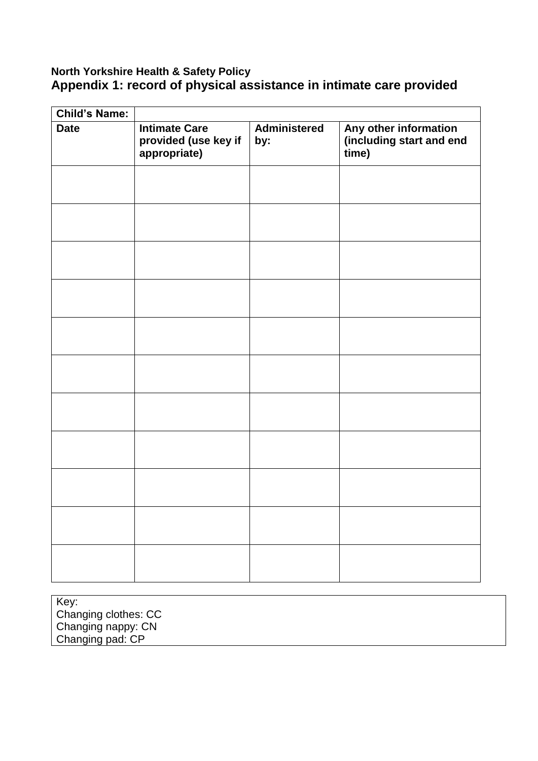**North Yorkshire Health & Safety Policy**

## Appendix 1: record of physical assistance in intimate care provided

| **Child's Name:** | | | |
|---|---|---|---|
| **Date** | **Intimate Care provided (use key if appropriate)** | **Administered by:** | **Any other information (including start and end time)** |
| | | | |
| | | | |
| | | | |
| | | | |
| | | | |
| | | | |
| | | | |
| | | | |
| | | | |
| | | | |
| | | | |

Key:
Changing clothes: CC
Changing nappy: CN
Changing pad: CP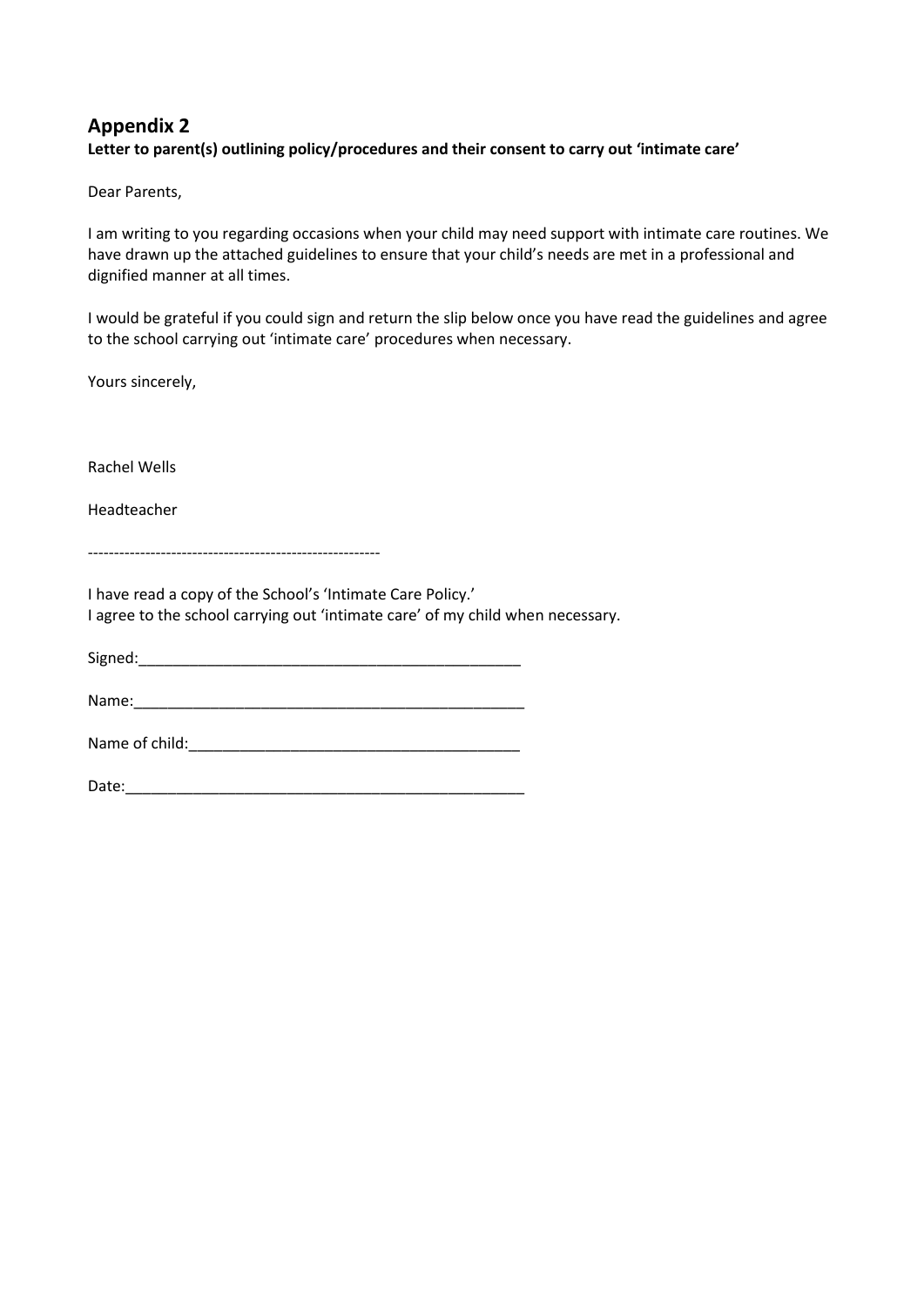## Appendix 2

**Letter to parent(s) outlining policy/procedures and their consent to carry out 'intimate care'**

Dear Parents,

I am writing to you regarding occasions when your child may need support with intimate care routines. We have drawn up the attached guidelines to ensure that your child's needs are met in a professional and dignified manner at all times.

I would be grateful if you could sign and return the slip below once you have read the guidelines and agree to the school carrying out 'intimate care' procedures when necessary.

Yours sincerely,

Rachel Wells

Headteacher

--------------------------------------------------------

I have read a copy of the School's 'Intimate Care Policy.'
I agree to the school carrying out 'intimate care' of my child when necessary.

Signed:_______________________________________________

Name:________________________________________________

Name of child:_________________________________________

Date:_________________________________________________